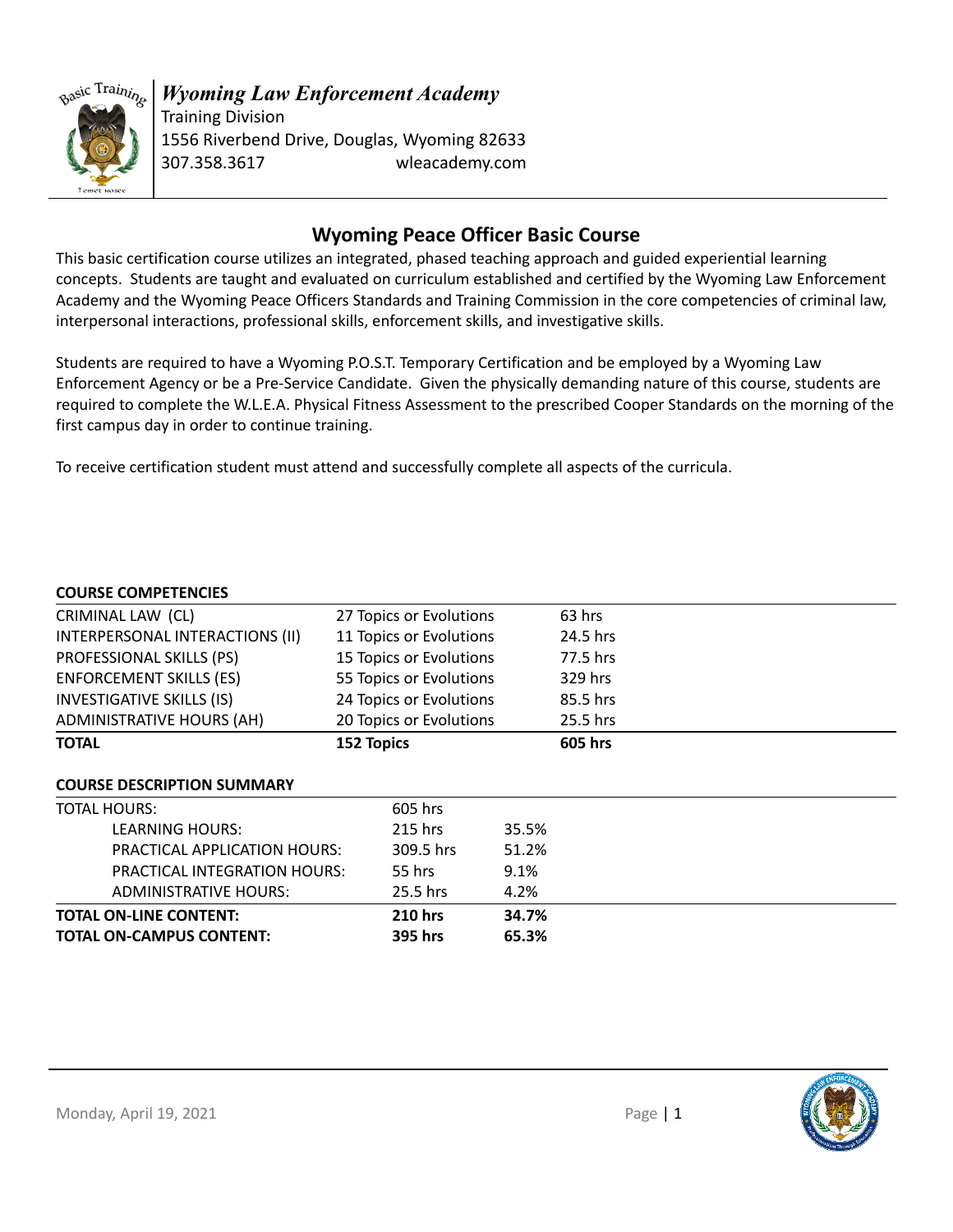# *Wyoming Law Enforcement Academy*

Training Division
1556 Riverbend Drive, Douglas, Wyoming 82633
307.358.3617 wleacademy.com

## Wyoming Peace Officer Basic Course

This basic certification course utilizes an integrated, phased teaching approach and guided experiential learning concepts. Students are taught and evaluated on curriculum established and certified by the Wyoming Law Enforcement Academy and the Wyoming Peace Officers Standards and Training Commission in the core competencies of criminal law, interpersonal interactions, professional skills, enforcement skills, and investigative skills.

Students are required to have a Wyoming P.O.S.T. Temporary Certification and be employed by a Wyoming Law Enforcement Agency or be a Pre-Service Candidate. Given the physically demanding nature of this course, students are required to complete the W.L.E.A. Physical Fitness Assessment to the prescribed Cooper Standards on the morning of the first campus day in order to continue training.

To receive certification student must attend and successfully complete all aspects of the curricula.

**COURSE COMPETENCIES**

| | | |
|---|---|---|
| CRIMINAL LAW (CL) | 27 Topics or Evolutions | 63 hrs |
| INTERPERSONAL INTERACTIONS (II) | 11 Topics or Evolutions | 24.5 hrs |
| PROFESSIONAL SKILLS (PS) | 15 Topics or Evolutions | 77.5 hrs |
| ENFORCEMENT SKILLS (ES) | 55 Topics or Evolutions | 329 hrs |
| INVESTIGATIVE SKILLS (IS) | 24 Topics or Evolutions | 85.5 hrs |
| ADMINISTRATIVE HOURS (AH) | 20 Topics or Evolutions | 25.5 hrs |
| **TOTAL** | **152 Topics** | **605 hrs** |

**COURSE DESCRIPTION SUMMARY**

| | | |
|---|---|---|
| TOTAL HOURS: | 605 hrs | |
| LEARNING HOURS: | 215 hrs | 35.5% |
| PRACTICAL APPLICATION HOURS: | 309.5 hrs | 51.2% |
| PRACTICAL INTEGRATION HOURS: | 55 hrs | 9.1% |
| ADMINISTRATIVE HOURS: | 25.5 hrs | 4.2% |
| **TOTAL ON-LINE CONTENT:** | **210 hrs** | **34.7%** |
| **TOTAL ON-CAMPUS CONTENT:** | **395 hrs** | **65.3%** |

Monday, April 19, 2021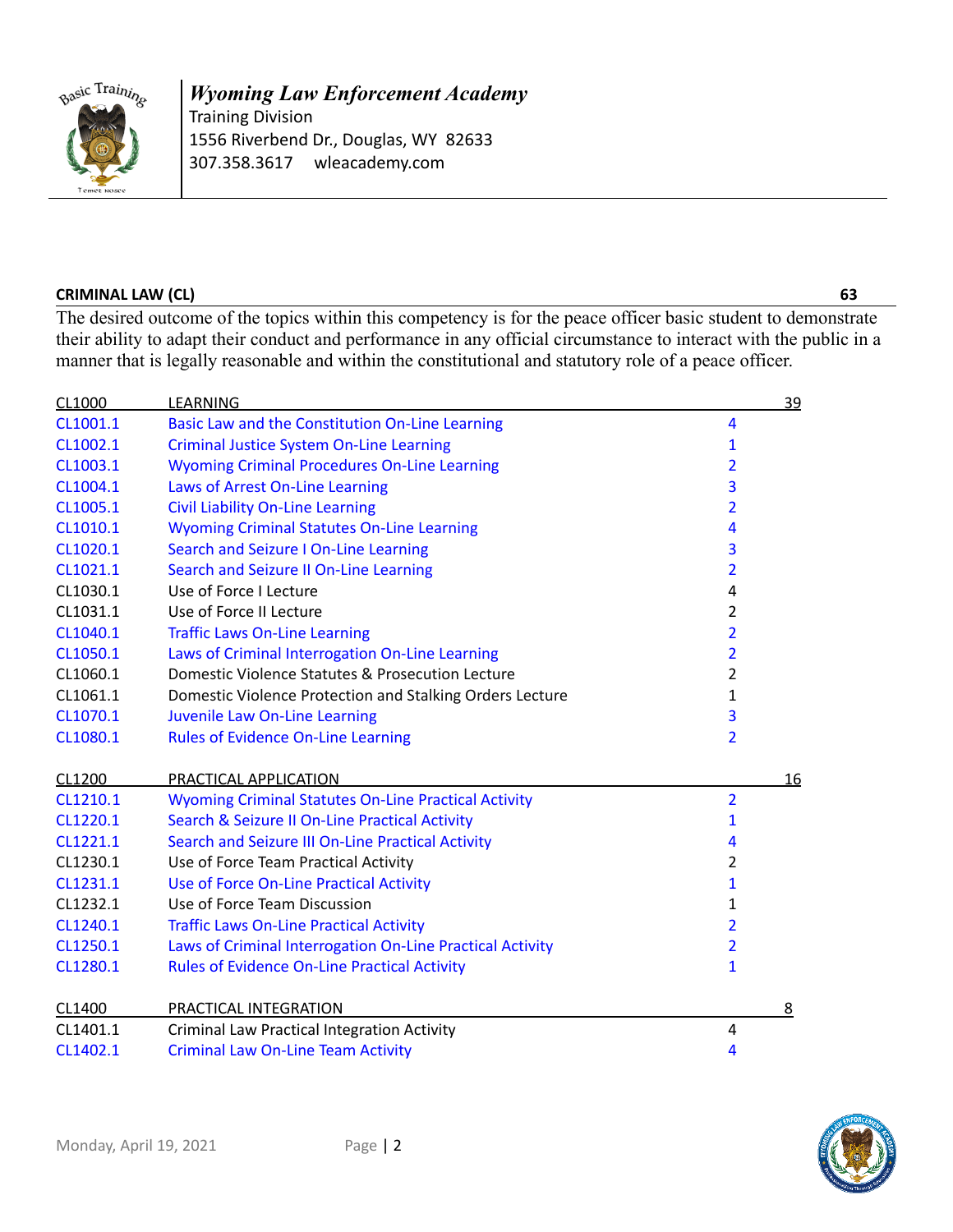**Wyoming Law Enforcement Academy**
Training Division
1556 Riverbend Dr., Douglas, WY 82633
307.358.3617 wleacademy.com

## CRIMINAL LAW (CL) 63

The desired outcome of the topics within this competency is for the peace officer basic student to demonstrate their ability to adapt their conduct and performance in any official circumstance to interact with the public in a manner that is legally reasonable and within the constitutional and statutory role of a peace officer.

| Code | Title | Hours | Total |
|---|---|---|---|
| CL1000 | LEARNING | | 39 |
| CL1001.1 | Basic Law and the Constitution On-Line Learning | 4 | |
| CL1002.1 | Criminal Justice System On-Line Learning | 1 | |
| CL1003.1 | Wyoming Criminal Procedures On-Line Learning | 2 | |
| CL1004.1 | Laws of Arrest On-Line Learning | 3 | |
| CL1005.1 | Civil Liability On-Line Learning | 2 | |
| CL1010.1 | Wyoming Criminal Statutes On-Line Learning | 4 | |
| CL1020.1 | Search and Seizure I On-Line Learning | 3 | |
| CL1021.1 | Search and Seizure II On-Line Learning | 2 | |
| CL1030.1 | Use of Force I Lecture | 4 | |
| CL1031.1 | Use of Force II Lecture | 2 | |
| CL1040.1 | Traffic Laws On-Line Learning | 2 | |
| CL1050.1 | Laws of Criminal Interrogation On-Line Learning | 2 | |
| CL1060.1 | Domestic Violence Statutes & Prosecution Lecture | 2 | |
| CL1061.1 | Domestic Violence Protection and Stalking Orders Lecture | 1 | |
| CL1070.1 | Juvenile Law On-Line Learning | 3 | |
| CL1080.1 | Rules of Evidence On-Line Learning | 2 | |
| CL1200 | PRACTICAL APPLICATION | | 16 |
| CL1210.1 | Wyoming Criminal Statutes On-Line Practical Activity | 2 | |
| CL1220.1 | Search & Seizure II On-Line Practical Activity | 1 | |
| CL1221.1 | Search and Seizure III On-Line Practical Activity | 4 | |
| CL1230.1 | Use of Force Team Practical Activity | 2 | |
| CL1231.1 | Use of Force On-Line Practical Activity | 1 | |
| CL1232.1 | Use of Force Team Discussion | 1 | |
| CL1240.1 | Traffic Laws On-Line Practical Activity | 2 | |
| CL1250.1 | Laws of Criminal Interrogation On-Line Practical Activity | 2 | |
| CL1280.1 | Rules of Evidence On-Line Practical Activity | 1 | |
| CL1400 | PRACTICAL INTEGRATION | | 8 |
| CL1401.1 | Criminal Law Practical Integration Activity | 4 | |
| CL1402.1 | Criminal Law On-Line Team Activity | 4 | |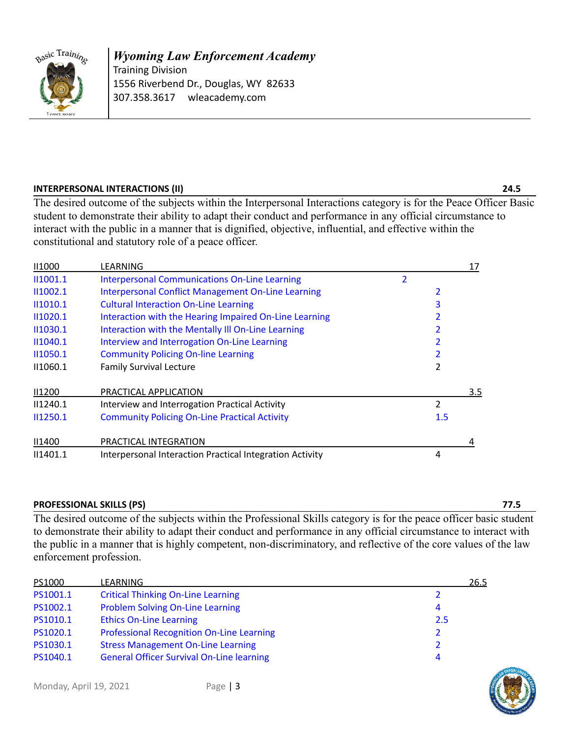*Wyoming Law Enforcement Academy*
Training Division
1556 Riverbend Dr., Douglas, WY 82633
307.358.3617 wleacademy.com

## INTERPERSONAL INTERACTIONS (II) — 24.5

The desired outcome of the subjects within the Interpersonal Interactions category is for the Peace Officer Basic student to demonstrate their ability to adapt their conduct and performance in any official circumstance to interact with the public in a manner that is dignified, objective, influential, and effective within the constitutional and statutory role of a peace officer.

| Code | Subject | Hours | Total |
|---|---|---|---|
| II1000 | LEARNING | | 17 |
| II1001.1 | Interpersonal Communications On-Line Learning | 2 | |
| II1002.1 | Interpersonal Conflict Management On-Line Learning | 2 | |
| II1010.1 | Cultural Interaction On-Line Learning | 3 | |
| II1020.1 | Interaction with the Hearing Impaired On-Line Learning | 2 | |
| II1030.1 | Interaction with the Mentally Ill On-Line Learning | 2 | |
| II1040.1 | Interview and Interrogation On-Line Learning | 2 | |
| II1050.1 | Community Policing On-line Learning | 2 | |
| II1060.1 | Family Survival Lecture | 2 | |
| II1200 | PRACTICAL APPLICATION | | 3.5 |
| II1240.1 | Interview and Interrogation Practical Activity | 2 | |
| II1250.1 | Community Policing On-Line Practical Activity | 1.5 | |
| II1400 | PRACTICAL INTEGRATION | | 4 |
| II1401.1 | Interpersonal Interaction Practical Integration Activity | 4 | |

## PROFESSIONAL SKILLS (PS) — 77.5

The desired outcome of the subjects within the Professional Skills category is for the peace officer basic student to demonstrate their ability to adapt their conduct and performance in any official circumstance to interact with the public in a manner that is highly competent, non-discriminatory, and reflective of the core values of the law enforcement profession.

| Code | Subject | Hours | Total |
|---|---|---|---|
| PS1000 | LEARNING | | 26.5 |
| PS1001.1 | Critical Thinking On-Line Learning | 2 | |
| PS1002.1 | Problem Solving On-Line Learning | 4 | |
| PS1010.1 | Ethics On-Line Learning | 2.5 | |
| PS1020.1 | Professional Recognition On-Line Learning | 2 | |
| PS1030.1 | Stress Management On-Line Learning | 2 | |
| PS1040.1 | General Officer Survival On-Line learning | 4 | |

Monday, April 19, 2021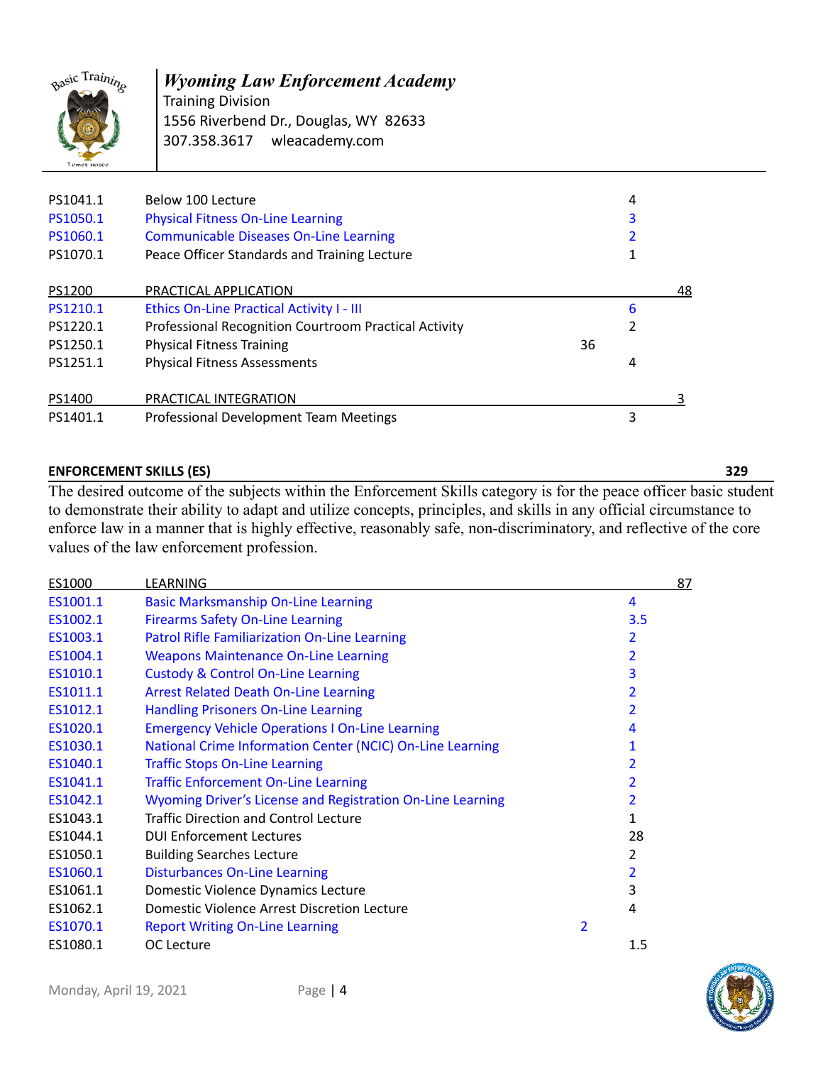*Wyoming Law Enforcement Academy*
Training Division
1556 Riverbend Dr., Douglas, WY 82633
307.358.3617 wleacademy.com

| Code | Course | | | |
|---|---|---|---|---|
| PS1041.1 | Below 100 Lecture | | 4 | |
| PS1050.1 | Physical Fitness On-Line Learning | | 3 | |
| PS1060.1 | Communicable Diseases On-Line Learning | | 2 | |
| PS1070.1 | Peace Officer Standards and Training Lecture | | 1 | |
| PS1200 | PRACTICAL APPLICATION | | | 48 |
| PS1210.1 | Ethics On-Line Practical Activity I - III | | 6 | |
| PS1220.1 | Professional Recognition Courtroom Practical Activity | | 2 | |
| PS1250.1 | Physical Fitness Training | 36 | | |
| PS1251.1 | Physical Fitness Assessments | | 4 | |
| PS1400 | PRACTICAL INTEGRATION | | | 3 |
| PS1401.1 | Professional Development Team Meetings | | 3 | |

**ENFORCEMENT SKILLS (ES)** **329**

The desired outcome of the subjects within the Enforcement Skills category is for the peace officer basic student to demonstrate their ability to adapt and utilize concepts, principles, and skills in any official circumstance to enforce law in a manner that is highly effective, reasonably safe, non-discriminatory, and reflective of the core values of the law enforcement profession.

| Code | Course | | | |
|---|---|---|---|---|
| ES1000 | LEARNING | | | 87 |
| ES1001.1 | Basic Marksmanship On-Line Learning | | 4 | |
| ES1002.1 | Firearms Safety On-Line Learning | | 3.5 | |
| ES1003.1 | Patrol Rifle Familiarization On-Line Learning | | 2 | |
| ES1004.1 | Weapons Maintenance On-Line Learning | | 2 | |
| ES1010.1 | Custody & Control On-Line Learning | | 3 | |
| ES1011.1 | Arrest Related Death On-Line Learning | | 2 | |
| ES1012.1 | Handling Prisoners On-Line Learning | | 2 | |
| ES1020.1 | Emergency Vehicle Operations I On-Line Learning | | 4 | |
| ES1030.1 | National Crime Information Center (NCIC) On-Line Learning | | 1 | |
| ES1040.1 | Traffic Stops On-Line Learning | | 2 | |
| ES1041.1 | Traffic Enforcement On-Line Learning | | 2 | |
| ES1042.1 | Wyoming Driver's License and Registration On-Line Learning | | 2 | |
| ES1043.1 | Traffic Direction and Control Lecture | | 1 | |
| ES1044.1 | DUI Enforcement Lectures | | 28 | |
| ES1050.1 | Building Searches Lecture | | 2 | |
| ES1060.1 | Disturbances On-Line Learning | | 2 | |
| ES1061.1 | Domestic Violence Dynamics Lecture | | 3 | |
| ES1062.1 | Domestic Violence Arrest Discretion Lecture | | 4 | |
| ES1070.1 | Report Writing On-Line Learning | 2 | | |
| ES1080.1 | OC Lecture | | 1.5 | |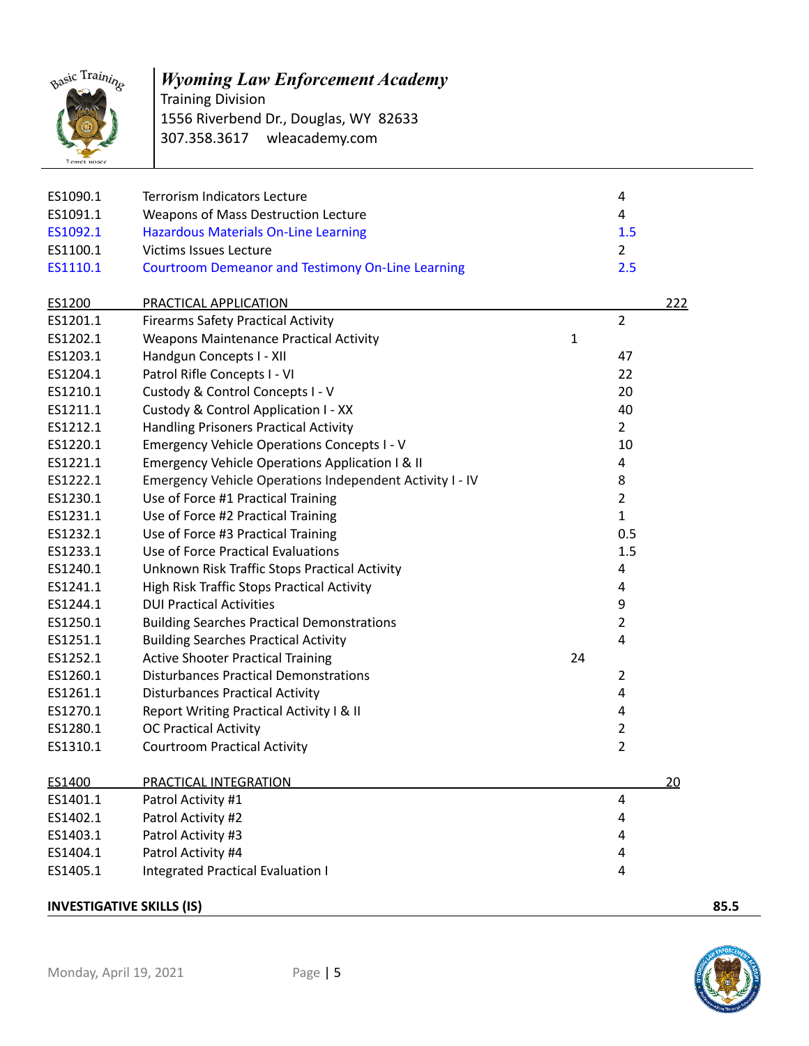| Code | Course | | Hours | Total |
|---|---|---|---|---|
| ES1090.1 | Terrorism Indicators Lecture | | 4 | |
| ES1091.1 | Weapons of Mass Destruction Lecture | | 4 | |
| ES1092.1 | Hazardous Materials On-Line Learning | | 1.5 | |
| ES1100.1 | Victims Issues Lecture | | 2 | |
| ES1110.1 | Courtroom Demeanor and Testimony On-Line Learning | | 2.5 | |
| ES1200 | PRACTICAL APPLICATION | | | 222 |
| ES1201.1 | Firearms Safety Practical Activity | | 2 | |
| ES1202.1 | Weapons Maintenance Practical Activity | 1 | | |
| ES1203.1 | Handgun Concepts I - XII | | 47 | |
| ES1204.1 | Patrol Rifle Concepts I - VI | | 22 | |
| ES1210.1 | Custody & Control Concepts I - V | | 20 | |
| ES1211.1 | Custody & Control Application I - XX | | 40 | |
| ES1212.1 | Handling Prisoners Practical Activity | | 2 | |
| ES1220.1 | Emergency Vehicle Operations Concepts I - V | | 10 | |
| ES1221.1 | Emergency Vehicle Operations Application I & II | | 4 | |
| ES1222.1 | Emergency Vehicle Operations Independent Activity I - IV | | 8 | |
| ES1230.1 | Use of Force #1 Practical Training | | 2 | |
| ES1231.1 | Use of Force #2 Practical Training | | 1 | |
| ES1232.1 | Use of Force #3 Practical Training | | 0.5 | |
| ES1233.1 | Use of Force Practical Evaluations | | 1.5 | |
| ES1240.1 | Unknown Risk Traffic Stops Practical Activity | | 4 | |
| ES1241.1 | High Risk Traffic Stops Practical Activity | | 4 | |
| ES1244.1 | DUI Practical Activities | | 9 | |
| ES1250.1 | Building Searches Practical Demonstrations | | 2 | |
| ES1251.1 | Building Searches Practical Activity | | 4 | |
| ES1252.1 | Active Shooter Practical Training | 24 | | |
| ES1260.1 | Disturbances Practical Demonstrations | | 2 | |
| ES1261.1 | Disturbances Practical Activity | | 4 | |
| ES1270.1 | Report Writing Practical Activity I & II | | 4 | |
| ES1280.1 | OC Practical Activity | | 2 | |
| ES1310.1 | Courtroom Practical Activity | | 2 | |
| ES1400 | PRACTICAL INTEGRATION | | | 20 |
| ES1401.1 | Patrol Activity #1 | | 4 | |
| ES1402.1 | Patrol Activity #2 | | 4 | |
| ES1403.1 | Patrol Activity #3 | | 4 | |
| ES1404.1 | Patrol Activity #4 | | 4 | |
| ES1405.1 | Integrated Practical Evaluation I | | 4 | |

**INVESTIGATIVE SKILLS (IS)** **85.5**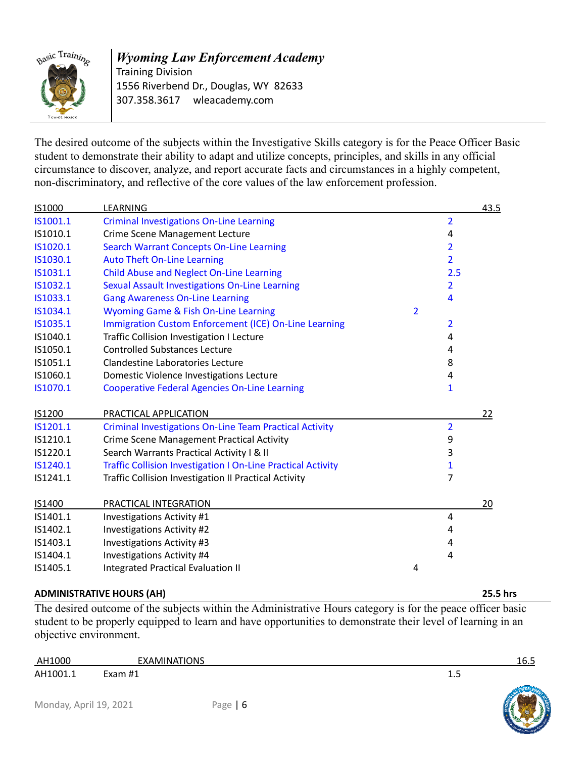**Wyoming Law Enforcement Academy**
Training Division
1556 Riverbend Dr., Douglas, WY 82633
307.358.3617 wleacademy.com

The desired outcome of the subjects within the Investigative Skills category is for the Peace Officer Basic student to demonstrate their ability to adapt and utilize concepts, principles, and skills in any official circumstance to discover, analyze, and report accurate facts and circumstances in a highly competent, non-discriminatory, and reflective of the core values of the law enforcement profession.

| Code | Subject | | | Total |
|---|---|---|---|---|
| IS1000 | LEARNING | | | 43.5 |
| IS1001.1 | Criminal Investigations On-Line Learning | | 2 | |
| IS1010.1 | Crime Scene Management Lecture | | 4 | |
| IS1020.1 | Search Warrant Concepts On-Line Learning | | 2 | |
| IS1030.1 | Auto Theft On-Line Learning | | 2 | |
| IS1031.1 | Child Abuse and Neglect On-Line Learning | | 2.5 | |
| IS1032.1 | Sexual Assault Investigations On-Line Learning | | 2 | |
| IS1033.1 | Gang Awareness On-Line Learning | | 4 | |
| IS1034.1 | Wyoming Game & Fish On-Line Learning | 2 | | |
| IS1035.1 | Immigration Custom Enforcement (ICE) On-Line Learning | | 2 | |
| IS1040.1 | Traffic Collision Investigation I Lecture | | 4 | |
| IS1050.1 | Controlled Substances Lecture | | 4 | |
| IS1051.1 | Clandestine Laboratories Lecture | | 8 | |
| IS1060.1 | Domestic Violence Investigations Lecture | | 4 | |
| IS1070.1 | Cooperative Federal Agencies On-Line Learning | | 1 | |
| IS1200 | PRACTICAL APPLICATION | | | 22 |
| IS1201.1 | Criminal Investigations On-Line Team Practical Activity | | 2 | |
| IS1210.1 | Crime Scene Management Practical Activity | | 9 | |
| IS1220.1 | Search Warrants Practical Activity I & II | | 3 | |
| IS1240.1 | Traffic Collision Investigation I On-Line Practical Activity | | 1 | |
| IS1241.1 | Traffic Collision Investigation II Practical Activity | | 7 | |
| IS1400 | PRACTICAL INTEGRATION | | | 20 |
| IS1401.1 | Investigations Activity #1 | | 4 | |
| IS1402.1 | Investigations Activity #2 | | 4 | |
| IS1403.1 | Investigations Activity #3 | | 4 | |
| IS1404.1 | Investigations Activity #4 | | 4 | |
| IS1405.1 | Integrated Practical Evaluation II | 4 | | |

**ADMINISTRATIVE HOURS (AH)** **25.5 hrs**

The desired outcome of the subjects within the Administrative Hours category is for the peace officer basic student to be properly equipped to learn and have opportunities to demonstrate their level of learning in an objective environment.

| Code | Subject | | Total |
|---|---|---|---|
| AH1000 | EXAMINATIONS | | 16.5 |
| AH1001.1 | Exam #1 | 1.5 | |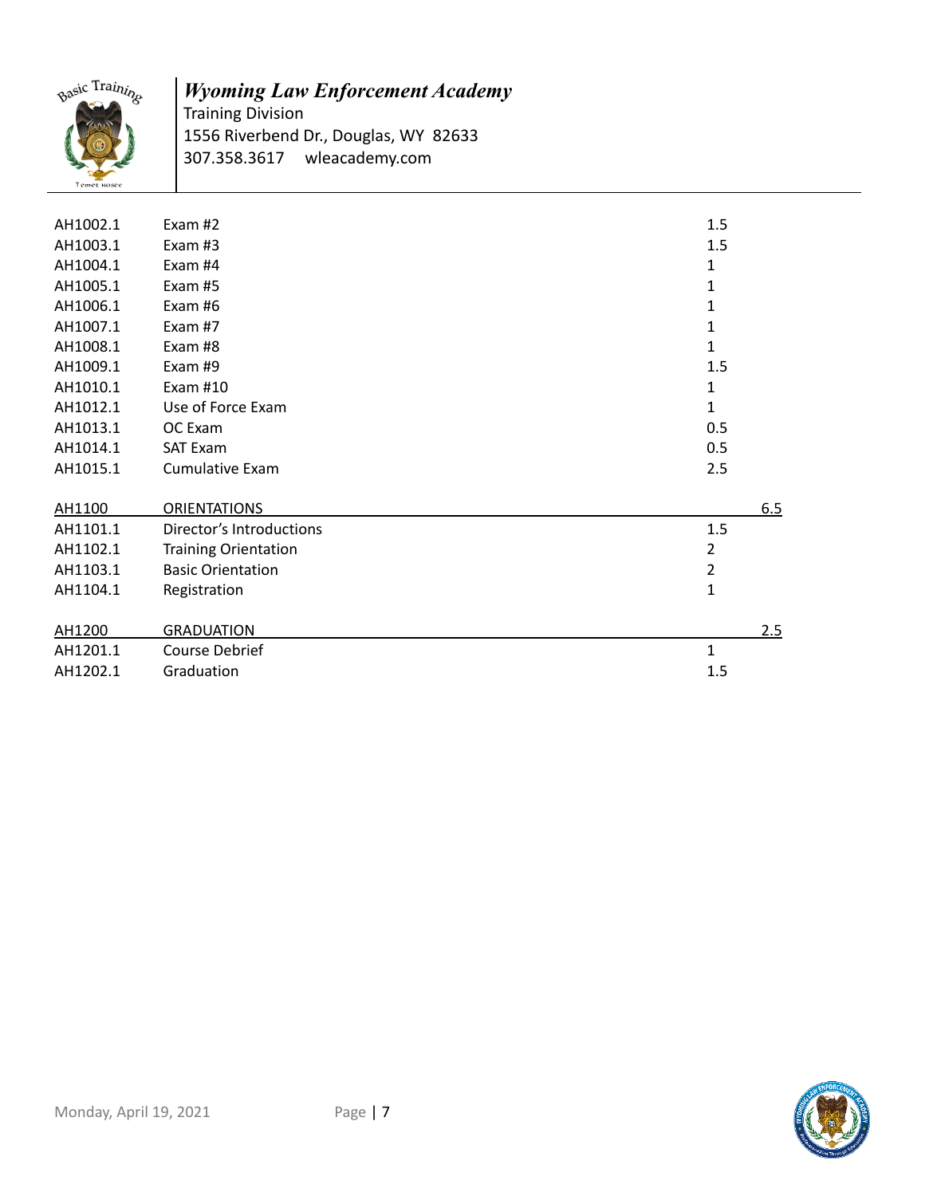| | | | |
|---|---|---|---|
| AH1002.1 | Exam #2 | 1.5 | |
| AH1003.1 | Exam #3 | 1.5 | |
| AH1004.1 | Exam #4 | 1 | |
| AH1005.1 | Exam #5 | 1 | |
| AH1006.1 | Exam #6 | 1 | |
| AH1007.1 | Exam #7 | 1 | |
| AH1008.1 | Exam #8 | 1 | |
| AH1009.1 | Exam #9 | 1.5 | |
| AH1010.1 | Exam #10 | 1 | |
| AH1012.1 | Use of Force Exam | 1 | |
| AH1013.1 | OC Exam | 0.5 | |
| AH1014.1 | SAT Exam | 0.5 | |
| AH1015.1 | Cumulative Exam | 2.5 | |
| AH1100 | ORIENTATIONS | | 6.5 |
| AH1101.1 | Director's Introductions | 1.5 | |
| AH1102.1 | Training Orientation | 2 | |
| AH1103.1 | Basic Orientation | 2 | |
| AH1104.1 | Registration | 1 | |
| AH1200 | GRADUATION | | 2.5 |
| AH1201.1 | Course Debrief | 1 | |
| AH1202.1 | Graduation | 1.5 | |